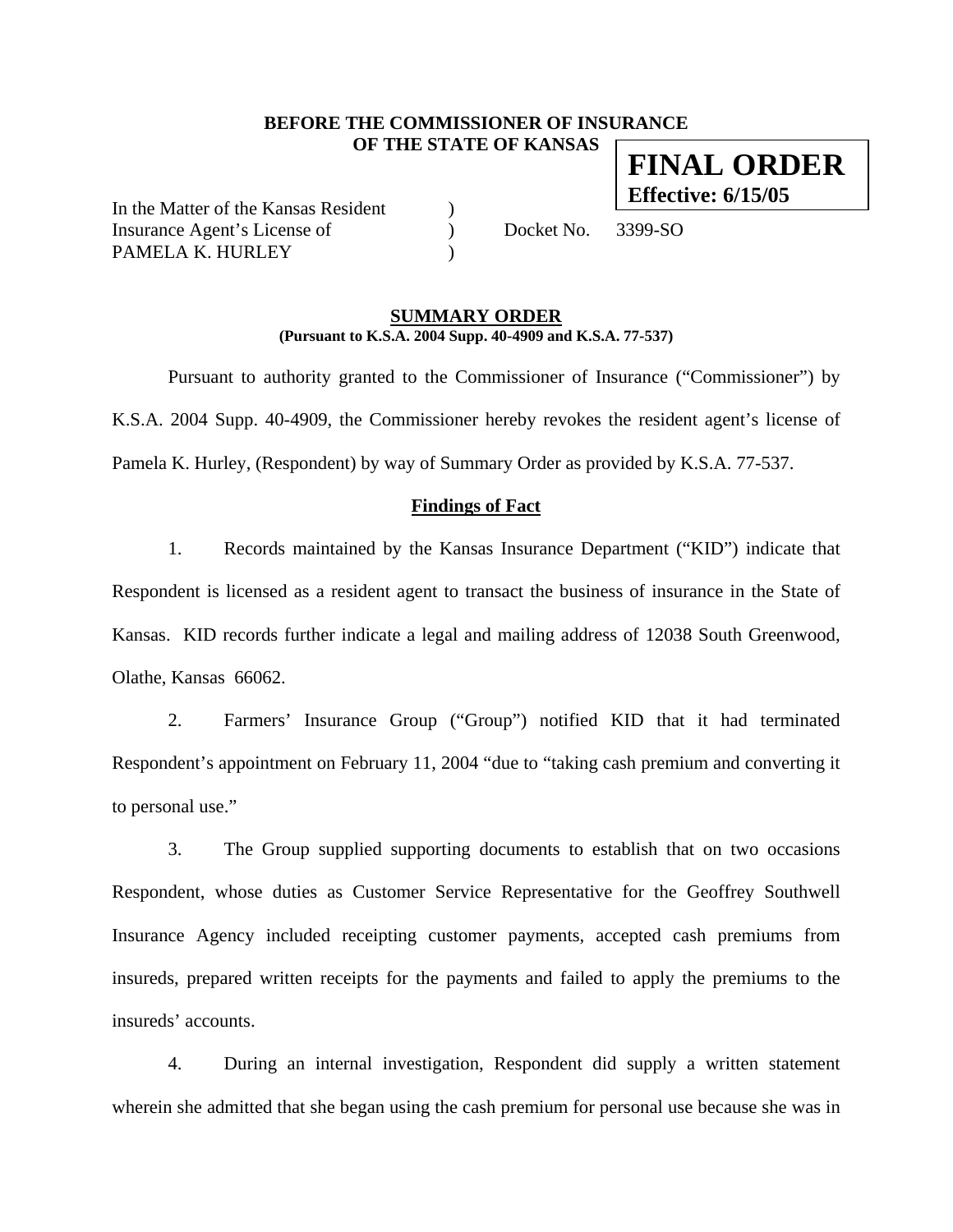**BEFORE THE COMMISSIONER OF INSURANCE**
**OF THE STATE OF KANSAS**

**FINAL ORDER**
**Effective: 6/15/05**

In the Matter of the Kansas Resident )
Insurance Agent's License of ) Docket No. 3399-SO
PAMELA K. HURLEY )

## SUMMARY ORDER

**(Pursuant to K.S.A. 2004 Supp. 40-4909 and K.S.A. 77-537)**

Pursuant to authority granted to the Commissioner of Insurance ("Commissioner") by K.S.A. 2004 Supp. 40-4909, the Commissioner hereby revokes the resident agent's license of Pamela K. Hurley, (Respondent) by way of Summary Order as provided by K.S.A. 77-537.

### Findings of Fact

1. Records maintained by the Kansas Insurance Department ("KID") indicate that Respondent is licensed as a resident agent to transact the business of insurance in the State of Kansas. KID records further indicate a legal and mailing address of 12038 South Greenwood, Olathe, Kansas 66062.

2. Farmers' Insurance Group ("Group") notified KID that it had terminated Respondent's appointment on February 11, 2004 "due to "taking cash premium and converting it to personal use."

3. The Group supplied supporting documents to establish that on two occasions Respondent, whose duties as Customer Service Representative for the Geoffrey Southwell Insurance Agency included receipting customer payments, accepted cash premiums from insureds, prepared written receipts for the payments and failed to apply the premiums to the insureds' accounts.

4. During an internal investigation, Respondent did supply a written statement wherein she admitted that she began using the cash premium for personal use because she was in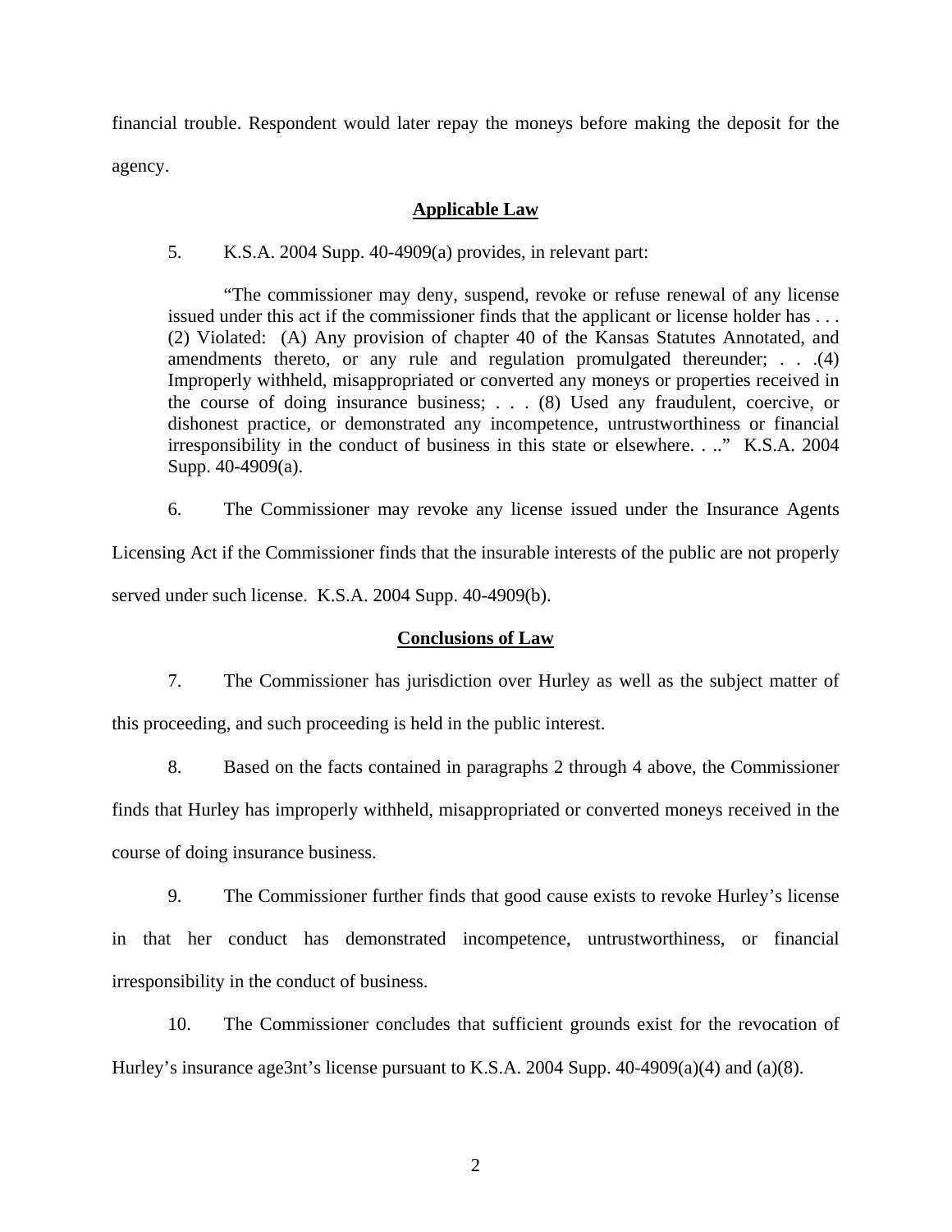financial trouble. Respondent would later repay the moneys before making the deposit for the agency.

## Applicable Law

5. K.S.A. 2004 Supp. 40-4909(a) provides, in relevant part:

> "The commissioner may deny, suspend, revoke or refuse renewal of any license issued under this act if the commissioner finds that the applicant or license holder has . . . (2) Violated: (A) Any provision of chapter 40 of the Kansas Statutes Annotated, and amendments thereto, or any rule and regulation promulgated thereunder; . . .(4) Improperly withheld, misappropriated or converted any moneys or properties received in the course of doing insurance business; . . . (8) Used any fraudulent, coercive, or dishonest practice, or demonstrated any incompetence, untrustworthiness or financial irresponsibility in the conduct of business in this state or elsewhere. . .." K.S.A. 2004 Supp. 40-4909(a).

6. The Commissioner may revoke any license issued under the Insurance Agents Licensing Act if the Commissioner finds that the insurable interests of the public are not properly served under such license. K.S.A. 2004 Supp. 40-4909(b).

## Conclusions of Law

7. The Commissioner has jurisdiction over Hurley as well as the subject matter of this proceeding, and such proceeding is held in the public interest.

8. Based on the facts contained in paragraphs 2 through 4 above, the Commissioner finds that Hurley has improperly withheld, misappropriated or converted moneys received in the course of doing insurance business.

9. The Commissioner further finds that good cause exists to revoke Hurley's license in that her conduct has demonstrated incompetence, untrustworthiness, or financial irresponsibility in the conduct of business.

10. The Commissioner concludes that sufficient grounds exist for the revocation of Hurley's insurance age3nt's license pursuant to K.S.A. 2004 Supp. 40-4909(a)(4) and (a)(8).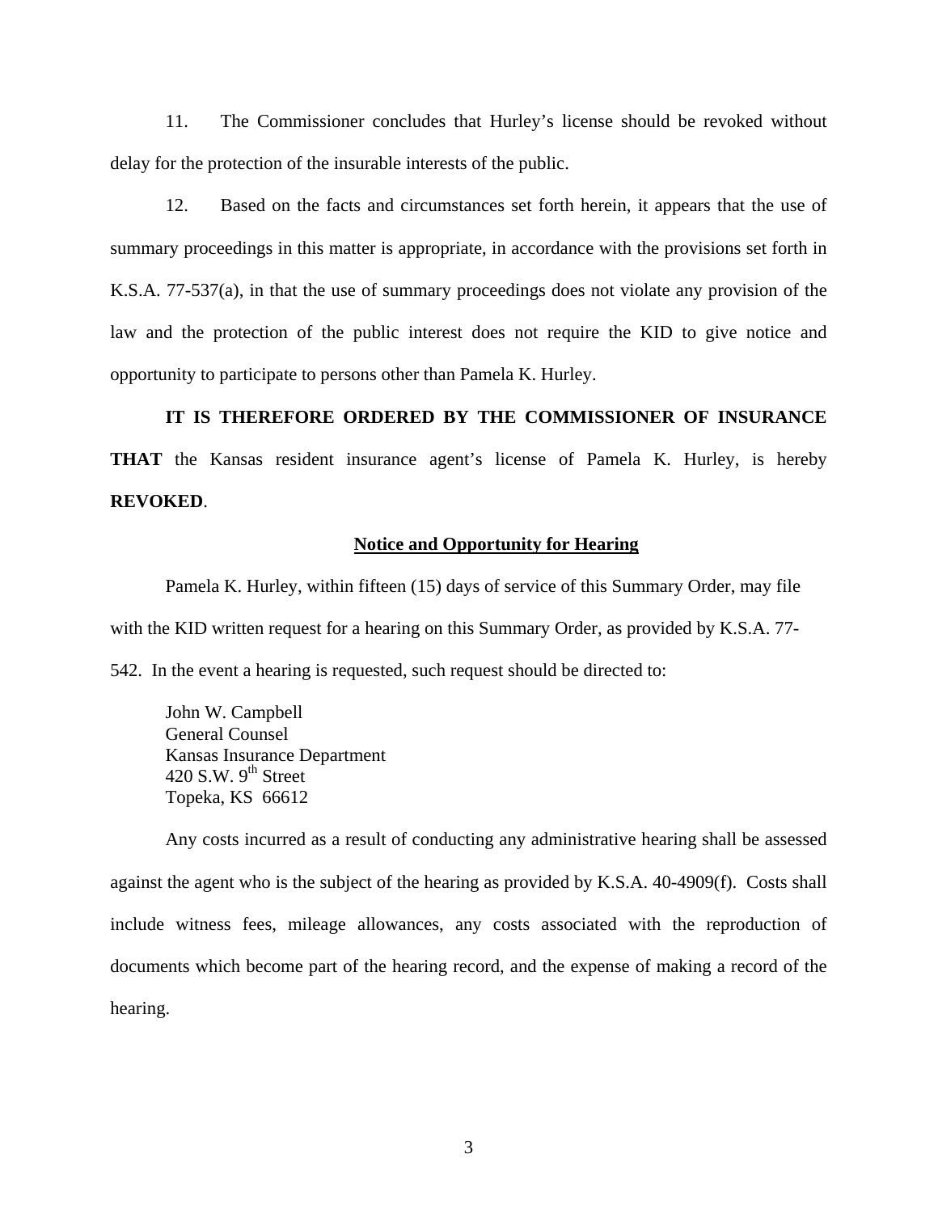11. The Commissioner concludes that Hurley's license should be revoked without delay for the protection of the insurable interests of the public.

12. Based on the facts and circumstances set forth herein, it appears that the use of summary proceedings in this matter is appropriate, in accordance with the provisions set forth in K.S.A. 77-537(a), in that the use of summary proceedings does not violate any provision of the law and the protection of the public interest does not require the KID to give notice and opportunity to participate to persons other than Pamela K. Hurley.

**IT IS THEREFORE ORDERED BY THE COMMISSIONER OF INSURANCE THAT** the Kansas resident insurance agent's license of Pamela K. Hurley, is hereby **REVOKED**.

## Notice and Opportunity for Hearing

Pamela K. Hurley, within fifteen (15) days of service of this Summary Order, may file with the KID written request for a hearing on this Summary Order, as provided by K.S.A. 77-542. In the event a hearing is requested, such request should be directed to:

John W. Campbell
General Counsel
Kansas Insurance Department
420 S.W. 9th Street
Topeka, KS 66612

Any costs incurred as a result of conducting any administrative hearing shall be assessed against the agent who is the subject of the hearing as provided by K.S.A. 40-4909(f). Costs shall include witness fees, mileage allowances, any costs associated with the reproduction of documents which become part of the hearing record, and the expense of making a record of the hearing.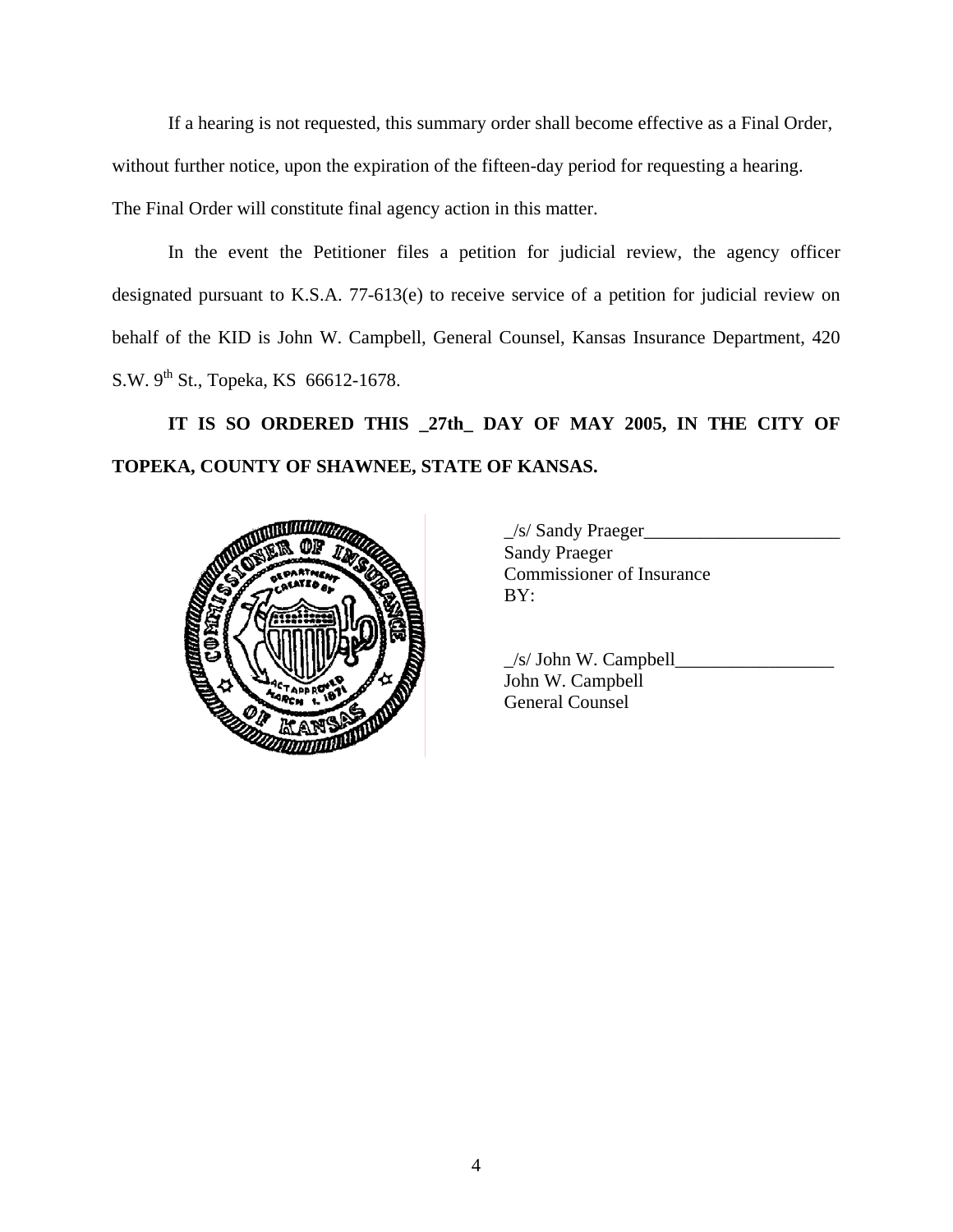If a hearing is not requested, this summary order shall become effective as a Final Order, without further notice, upon the expiration of the fifteen-day period for requesting a hearing. The Final Order will constitute final agency action in this matter.

In the event the Petitioner files a petition for judicial review, the agency officer designated pursuant to K.S.A. 77-613(e) to receive service of a petition for judicial review on behalf of the KID is John W. Campbell, General Counsel, Kansas Insurance Department, 420 S.W. 9th St., Topeka, KS 66612-1678.

**IT IS SO ORDERED THIS _27th_ DAY OF MAY 2005, IN THE CITY OF TOPEKA, COUNTY OF SHAWNEE, STATE OF KANSAS.**

_/s/ Sandy Praeger_____________________
Sandy Praeger
Commissioner of Insurance
BY:

_/s/ John W. Campbell_________________
John W. Campbell
General Counsel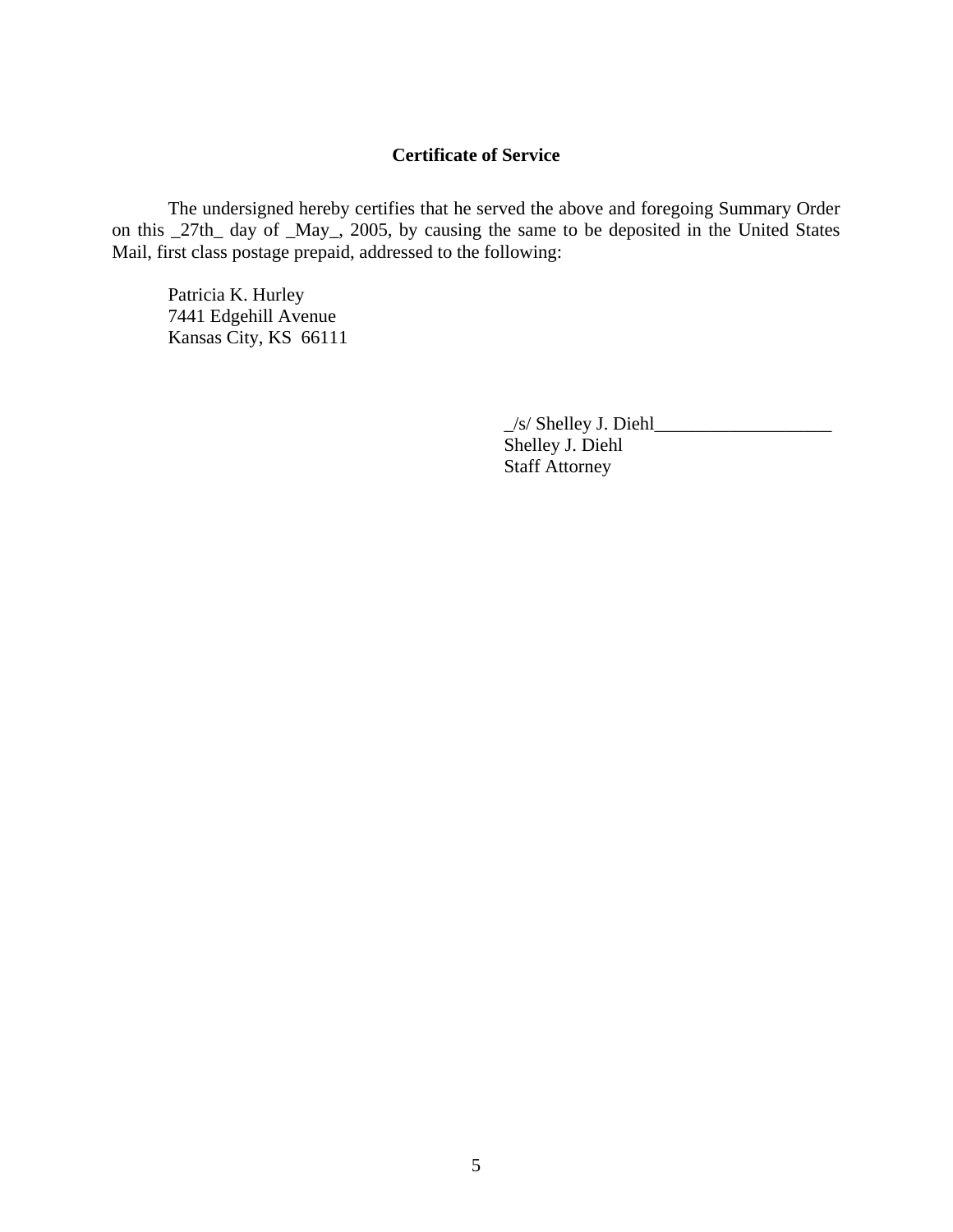**Certificate of Service**

The undersigned hereby certifies that he served the above and foregoing Summary Order on this _27th_ day of _May_, 2005, by causing the same to be deposited in the United States Mail, first class postage prepaid, addressed to the following:

Patricia K. Hurley
7441 Edgehill Avenue
Kansas City, KS 66111

_/s/ Shelley J. Diehl___________________
Shelley J. Diehl
Staff Attorney